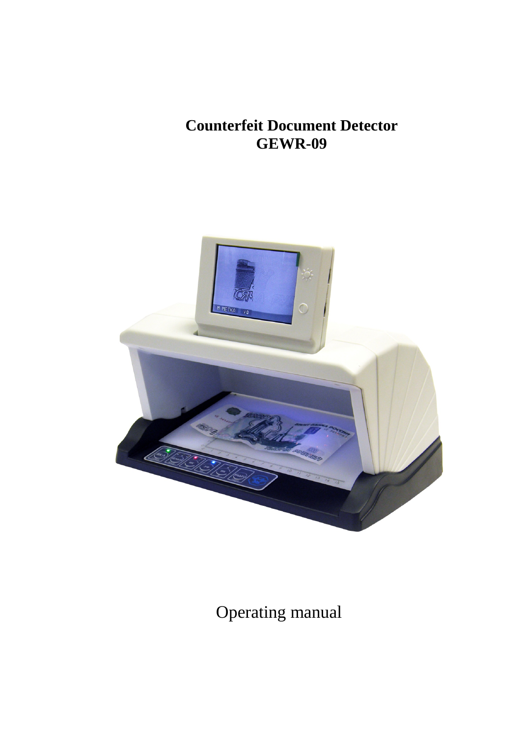# Counterfeit Document Detector
# GEWR-09

Operating manual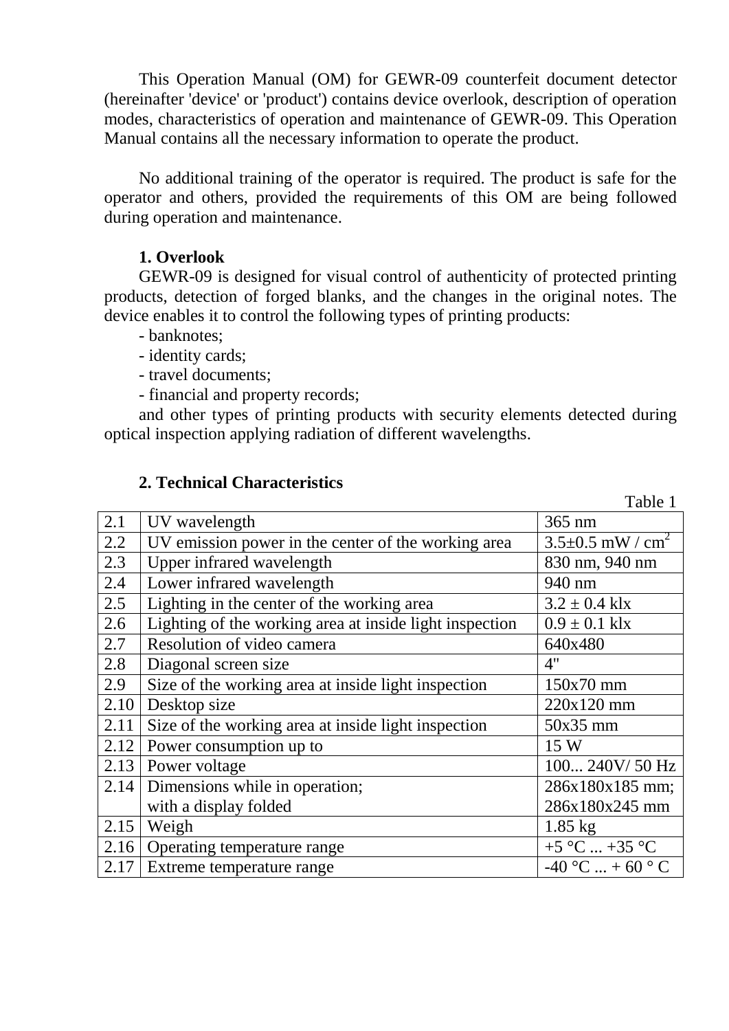This Operation Manual (OM) for GEWR-09 counterfeit document detector (hereinafter 'device' or 'product') contains device overlook, description of operation modes, characteristics of operation and maintenance of GEWR-09. This Operation Manual contains all the necessary information to operate the product.

No additional training of the operator is required. The product is safe for the operator and others, provided the requirements of this OM are being followed during operation and maintenance.

**1. Overlook**

GEWR-09 is designed for visual control of authenticity of protected printing products, detection of forged blanks, and the changes in the original notes. The device enables it to control the following types of printing products:

- banknotes;
- identity cards;
- travel documents;
- financial and property records;

and other types of printing products with security elements detected during optical inspection applying radiation of different wavelengths.

**2. Technical Characteristics**

Table 1

| | | |
|---|---|---|
| 2.1 | UV wavelength | 365 nm |
| 2.2 | UV emission power in the center of the working area | 3.5±0.5 mW / cm$^2$ |
| 2.3 | Upper infrared wavelength | 830 nm, 940 nm |
| 2.4 | Lower infrared wavelength | 940 nm |
| 2.5 | Lighting in the center of the working area | 3.2 ± 0.4 klx |
| 2.6 | Lighting of the working area at inside light inspection | 0.9 ± 0.1 klx |
| 2.7 | Resolution of video camera | 640x480 |
| 2.8 | Diagonal screen size | 4" |
| 2.9 | Size of the working area at inside light inspection | 150x70 mm |
| 2.10 | Desktop size | 220x120 mm |
| 2.11 | Size of the working area at inside light inspection | 50x35 mm |
| 2.12 | Power consumption up to | 15 W |
| 2.13 | Power voltage | 100... 240V/ 50 Hz |
| 2.14 | Dimensions while in operation;<br>with a display folded | 286x180x185 mm;<br>286x180x245 mm |
| 2.15 | Weigh | 1.85 kg |
| 2.16 | Operating temperature range | +5 °C ... +35 °C |
| 2.17 | Extreme temperature range | -40 °C ... + 60 ° C |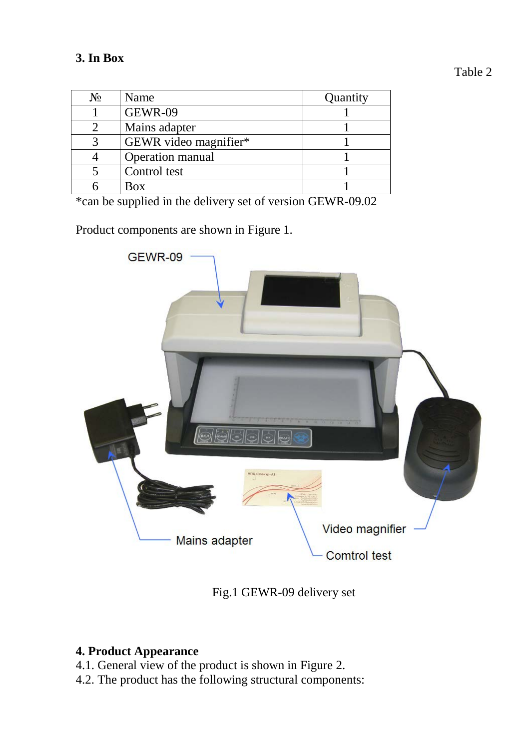## 3. In Box

Table 2

| № | Name | Quantity |
|---|---|---|
| 1 | GEWR-09 | 1 |
| 2 | Mains adapter | 1 |
| 3 | GEWR video magnifier* | 1 |
| 4 | Operation manual | 1 |
| 5 | Control test | 1 |
| 6 | Box | 1 |

*can be supplied in the delivery set of version GEWR-09.02

Product components are shown in Figure 1.

Fig.1 GEWR-09 delivery set

## 4. Product Appearance

4.1. General view of the product is shown in Figure 2.
4.2. The product has the following structural components: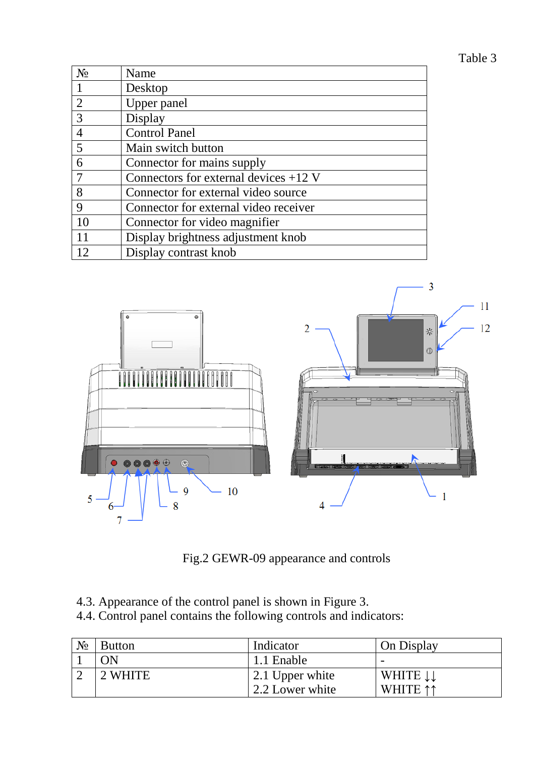Table 3

| № | Name |
|---|---|
| 1 | Desktop |
| 2 | Upper panel |
| 3 | Display |
| 4 | Control Panel |
| 5 | Main switch button |
| 6 | Connector for mains supply |
| 7 | Connectors for external devices +12 V |
| 8 | Connector for external video source |
| 9 | Connector for external video receiver |
| 10 | Connector for video magnifier |
| 11 | Display brightness adjustment knob |
| 12 | Display contrast knob |

Fig.2 GEWR-09 appearance and controls

4.3. Appearance of the control panel is shown in Figure 3.
4.4. Control panel contains the following controls and indicators:

| № | Button | Indicator | On Display |
|---|---|---|---|
| 1 | ON | 1.1 Enable | - |
| 2 | 2 WHITE | 2.1 Upper white<br>2.2 Lower white | WHITE ↓↓<br>WHITE ↑↑ |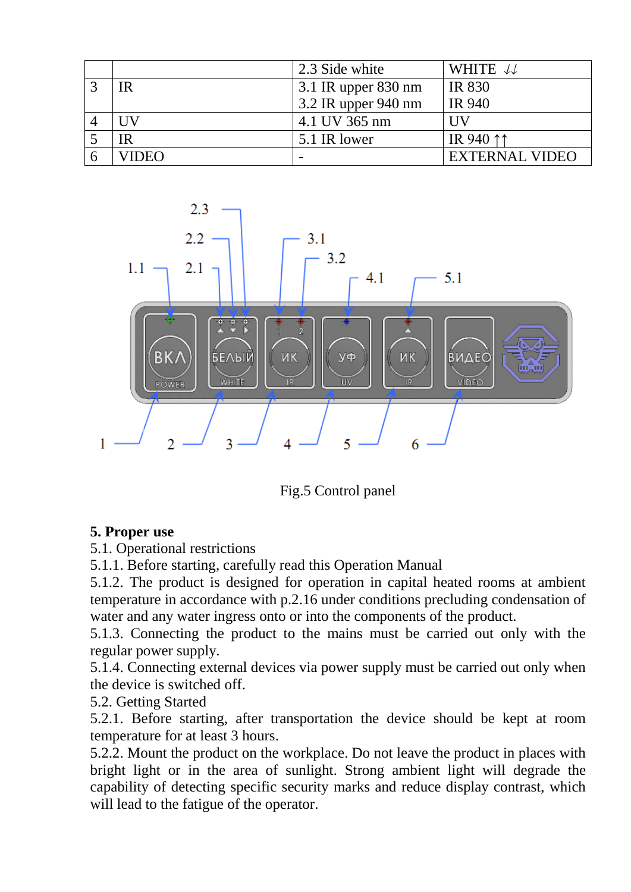| | | | |
|---|---|---|---|
| | | 2.3 Side white | WHITE ↓↓ |
| 3 | IR | 3.1 IR upper 830 nm<br>3.2 IR upper 940 nm | IR 830<br>IR 940 |
| 4 | UV | 4.1 UV 365 nm | UV |
| 5 | IR | 5.1 IR lower | IR 940 ↑↑ |
| 6 | VIDEO | - | EXTERNAL VIDEO |

Fig.5 Control panel

**5. Proper use**

5.1. Operational restrictions

5.1.1. Before starting, carefully read this Operation Manual

5.1.2. The product is designed for operation in capital heated rooms at ambient temperature in accordance with p.2.16 under conditions precluding condensation of water and any water ingress onto or into the components of the product.

5.1.3. Connecting the product to the mains must be carried out only with the regular power supply.

5.1.4. Connecting external devices via power supply must be carried out only when the device is switched off.

5.2. Getting Started

5.2.1. Before starting, after transportation the device should be kept at room temperature for at least 3 hours.

5.2.2. Mount the product on the workplace. Do not leave the product in places with bright light or in the area of sunlight. Strong ambient light will degrade the capability of detecting specific security marks and reduce display contrast, which will lead to the fatigue of the operator.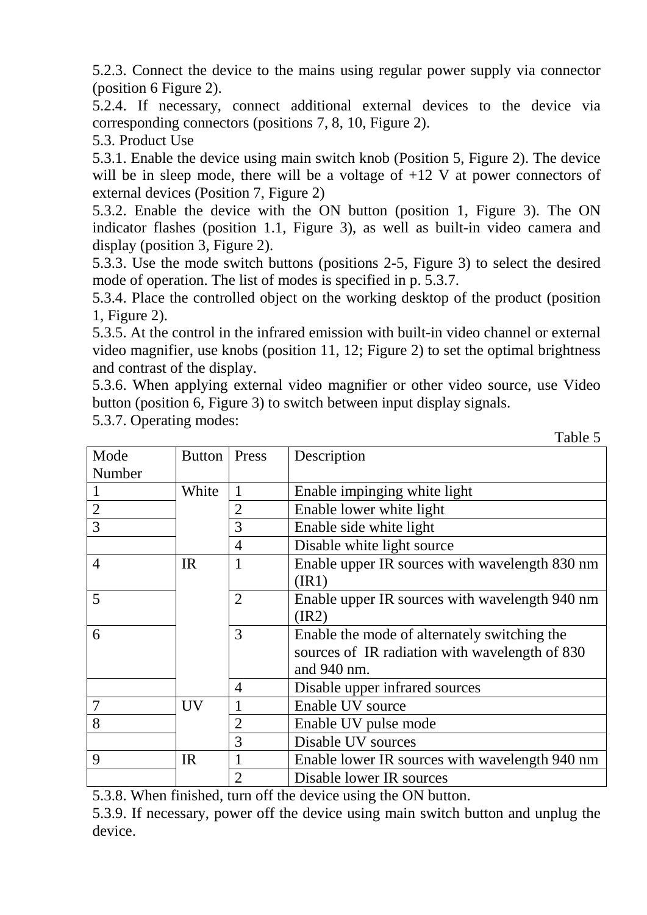5.2.3. Connect the device to the mains using regular power supply via connector (position 6 Figure 2).

5.2.4. If necessary, connect additional external devices to the device via corresponding connectors (positions 7, 8, 10, Figure 2).

5.3. Product Use

5.3.1. Enable the device using main switch knob (Position 5, Figure 2). The device will be in sleep mode, there will be a voltage of +12 V at power connectors of external devices (Position 7, Figure 2)

5.3.2. Enable the device with the ON button (position 1, Figure 3). The ON indicator flashes (position 1.1, Figure 3), as well as built-in video camera and display (position 3, Figure 2).

5.3.3. Use the mode switch buttons (positions 2-5, Figure 3) to select the desired mode of operation. The list of modes is specified in p. 5.3.7.

5.3.4. Place the controlled object on the working desktop of the product (position 1, Figure 2).

5.3.5. At the control in the infrared emission with built-in video channel or external video magnifier, use knobs (position 11, 12; Figure 2) to set the optimal brightness and contrast of the display.

5.3.6. When applying external video magnifier or other video source, use Video button (position 6, Figure 3) to switch between input display signals.

5.3.7. Operating modes:

Table 5

| Mode Number | Button | Press | Description |
|---|---|---|---|
| 1 | White | 1 | Enable impinging white light |
| 2 | | 2 | Enable lower white light |
| 3 | | 3 | Enable side white light |
| | | 4 | Disable white light source |
| 4 | IR | 1 | Enable upper IR sources with wavelength 830 nm (IR1) |
| 5 | | 2 | Enable upper IR sources with wavelength 940 nm (IR2) |
| 6 | | 3 | Enable the mode of alternately switching the sources of IR radiation with wavelength of 830 and 940 nm. |
| | | 4 | Disable upper infrared sources |
| 7 | UV | 1 | Enable UV source |
| 8 | | 2 | Enable UV pulse mode |
| | | 3 | Disable UV sources |
| 9 | IR | 1 | Enable lower IR sources with wavelength 940 nm |
| | | 2 | Disable lower IR sources |

5.3.8. When finished, turn off the device using the ON button.

5.3.9. If necessary, power off the device using main switch button and unplug the device.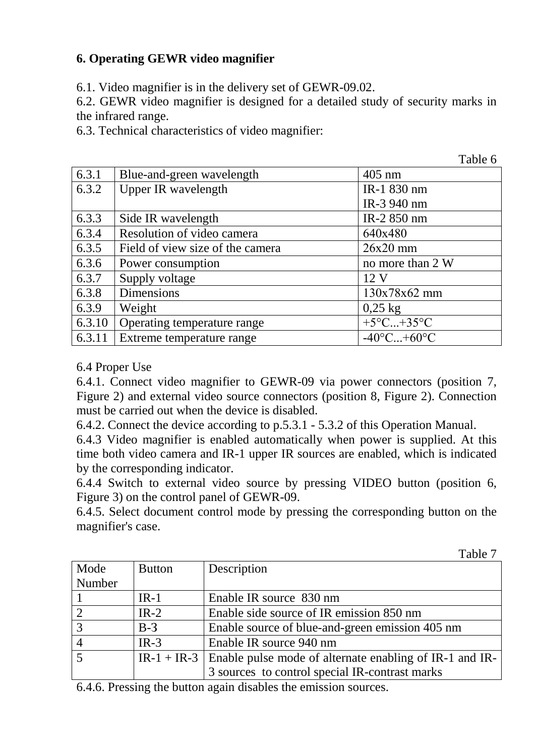## 6. Operating GEWR video magnifier

6.1. Video magnifier is in the delivery set of GEWR-09.02.
6.2. GEWR video magnifier is designed for a detailed study of security marks in the infrared range.
6.3. Technical characteristics of video magnifier:

Table 6

| | | |
|---|---|---|
| 6.3.1 | Blue-and-green wavelength | 405 nm |
| 6.3.2 | Upper IR wavelength | IR-1 830 nm<br>IR-3 940 nm |
| 6.3.3 | Side IR wavelength | IR-2 850 nm |
| 6.3.4 | Resolution of video camera | 640x480 |
| 6.3.5 | Field of view size of the camera | 26x20 mm |
| 6.3.6 | Power consumption | no more than 2 W |
| 6.3.7 | Supply voltage | 12 V |
| 6.3.8 | Dimensions | 130x78x62 mm |
| 6.3.9 | Weight | 0,25 kg |
| 6.3.10 | Operating temperature range | +5°C...+35°C |
| 6.3.11 | Extreme temperature range | -40°C...+60°C |

6.4 Proper Use
6.4.1. Connect video magnifier to GEWR-09 via power connectors (position 7, Figure 2) and external video source connectors (position 8, Figure 2). Connection must be carried out when the device is disabled.
6.4.2. Connect the device according to p.5.3.1 - 5.3.2 of this Operation Manual.
6.4.3 Video magnifier is enabled automatically when power is supplied. At this time both video camera and IR-1 upper IR sources are enabled, which is indicated by the corresponding indicator.
6.4.4 Switch to external video source by pressing VIDEO button (position 6, Figure 3) on the control panel of GEWR-09.
6.4.5. Select document control mode by pressing the corresponding button on the magnifier's case.

Table 7

| Mode Number | Button | Description |
|---|---|---|
| 1 | IR-1 | Enable IR source 830 nm |
| 2 | IR-2 | Enable side source of IR emission 850 nm |
| 3 | B-3 | Enable source of blue-and-green emission 405 nm |
| 4 | IR-3 | Enable IR source 940 nm |
| 5 | IR-1 + IR-3 | Enable pulse mode of alternate enabling of IR-1 and IR-3 sources to control special IR-contrast marks |

6.4.6. Pressing the button again disables the emission sources.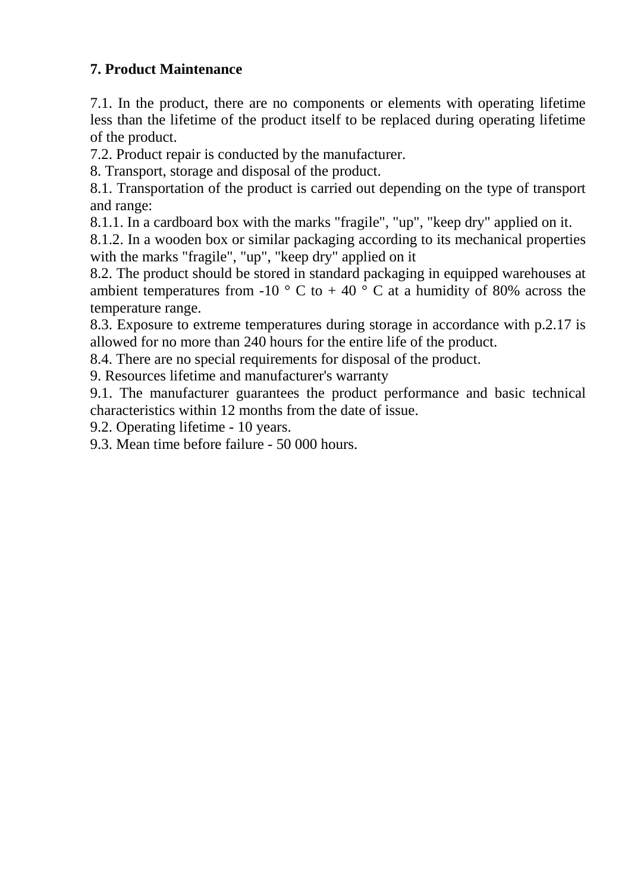**7. Product Maintenance**

7.1. In the product, there are no components or elements with operating lifetime less than the lifetime of the product itself to be replaced during operating lifetime of the product.

7.2. Product repair is conducted by the manufacturer.

8. Transport, storage and disposal of the product.

8.1. Transportation of the product is carried out depending on the type of transport and range:

8.1.1. In a cardboard box with the marks "fragile", "up", "keep dry" applied on it.

8.1.2. In a wooden box or similar packaging according to its mechanical properties with the marks "fragile", "up", "keep dry" applied on it

8.2. The product should be stored in standard packaging in equipped warehouses at ambient temperatures from -10 ° C to + 40 ° C at a humidity of 80% across the temperature range.

8.3. Exposure to extreme temperatures during storage in accordance with p.2.17 is allowed for no more than 240 hours for the entire life of the product.

8.4. There are no special requirements for disposal of the product.

9. Resources lifetime and manufacturer's warranty

9.1. The manufacturer guarantees the product performance and basic technical characteristics within 12 months from the date of issue.

9.2. Operating lifetime - 10 years.

9.3. Mean time before failure - 50 000 hours.